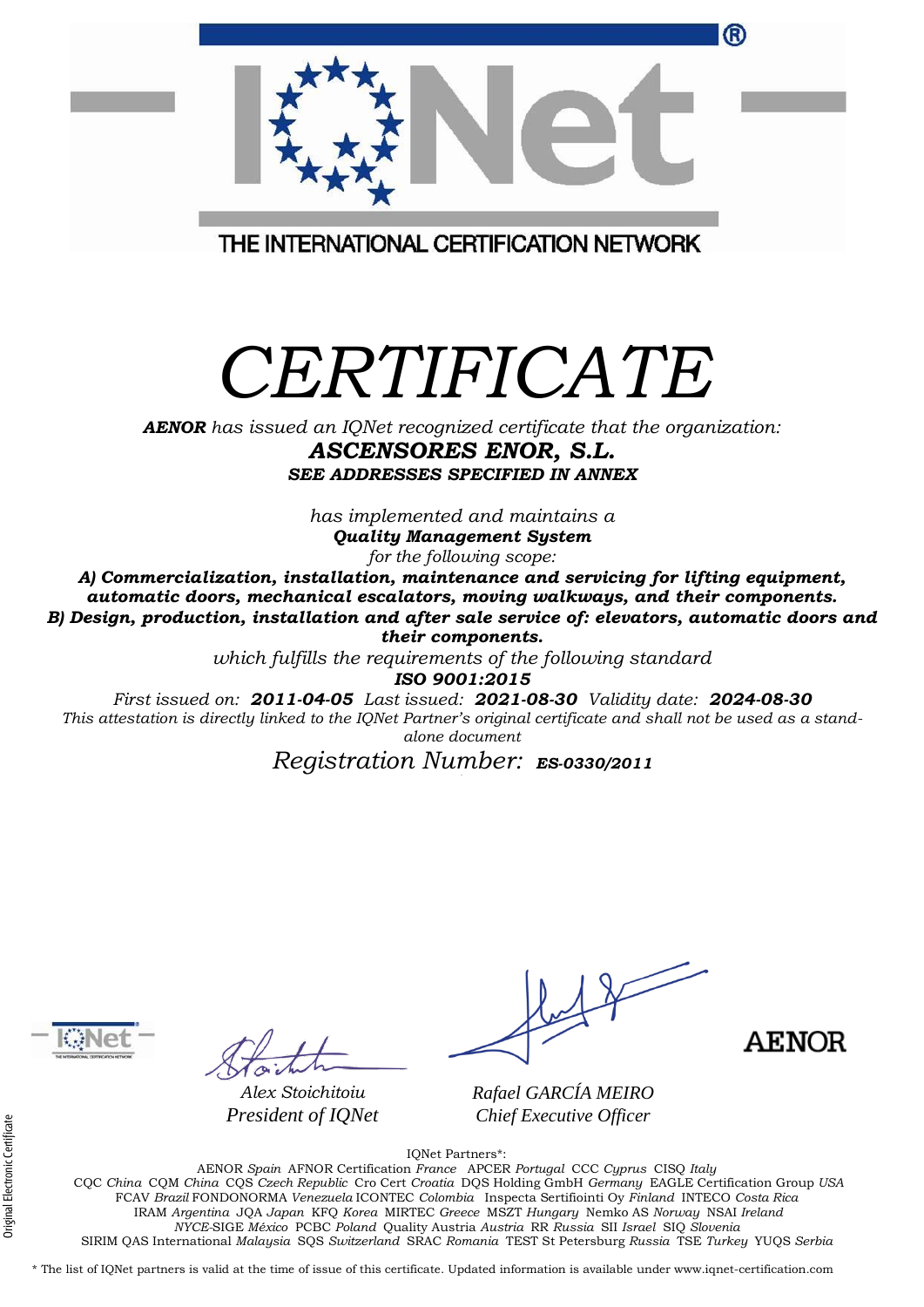THE INTERNATIONAL CERTIFICATION NETWORK

# *CERTIFICATE*

***AENOR*** *has issued an IQNet recognized certificate that the organization:*

***ASCENSORES ENOR, S.L.***

***SEE ADDRESSES SPECIFIED IN ANNEX***

*has implemented and maintains a*

***Quality Management System***

*for the following scope:*

***A) Commercialization, installation, maintenance and servicing for lifting equipment, automatic doors, mechanical escalators, moving walkways, and their components.***
***B) Design, production, installation and after sale service of: elevators, automatic doors and their components.***

*which fulfills the requirements of the following standard*

***ISO 9001:2015***

*First issued on:* ***2011-04-05*** *Last issued:* ***2021-08-30*** *Validity date:* ***2024-08-30***

*This attestation is directly linked to the IQNet Partner's original certificate and shall not be used as a stand-alone document*

*Registration Number:* ***ES-0330/2011***

*Alex Stoichitoiu*
*President of IQNet*

*Rafael GARCÍA MEIRO*
*Chief Executive Officer*

AENOR

Original Electronic Certificate

IQNet Partners*:

AENOR *Spain* AFNOR Certification *France* APCER *Portugal* CCC *Cyprus* CISQ *Italy*
CQC *China* CQM *China* CQS *Czech Republic* Cro Cert *Croatia* DQS Holding GmbH *Germany* EAGLE Certification Group *USA*
FCAV *Brazil* FONDONORMA *Venezuela* ICONTEC *Colombia* Inspecta Sertifiointi Oy *Finland* INTECO *Costa Rica*
IRAM *Argentina* JQA *Japan* KFQ *Korea* MIRTEC *Greece* MSZT *Hungary* Nemko AS *Norway* NSAI *Ireland*
*NYCE*-SIGE *México* PCBC *Poland* Quality Austria *Austria* RR *Russia* SII *Israel* SIQ *Slovenia*
SIRIM QAS International *Malaysia* SQS *Switzerland* SRAC *Romania* TEST St Petersburg *Russia* TSE *Turkey* YUQS *Serbia*

* The list of IQNet partners is valid at the time of issue of this certificate. Updated information is available under www.iqnet-certification.com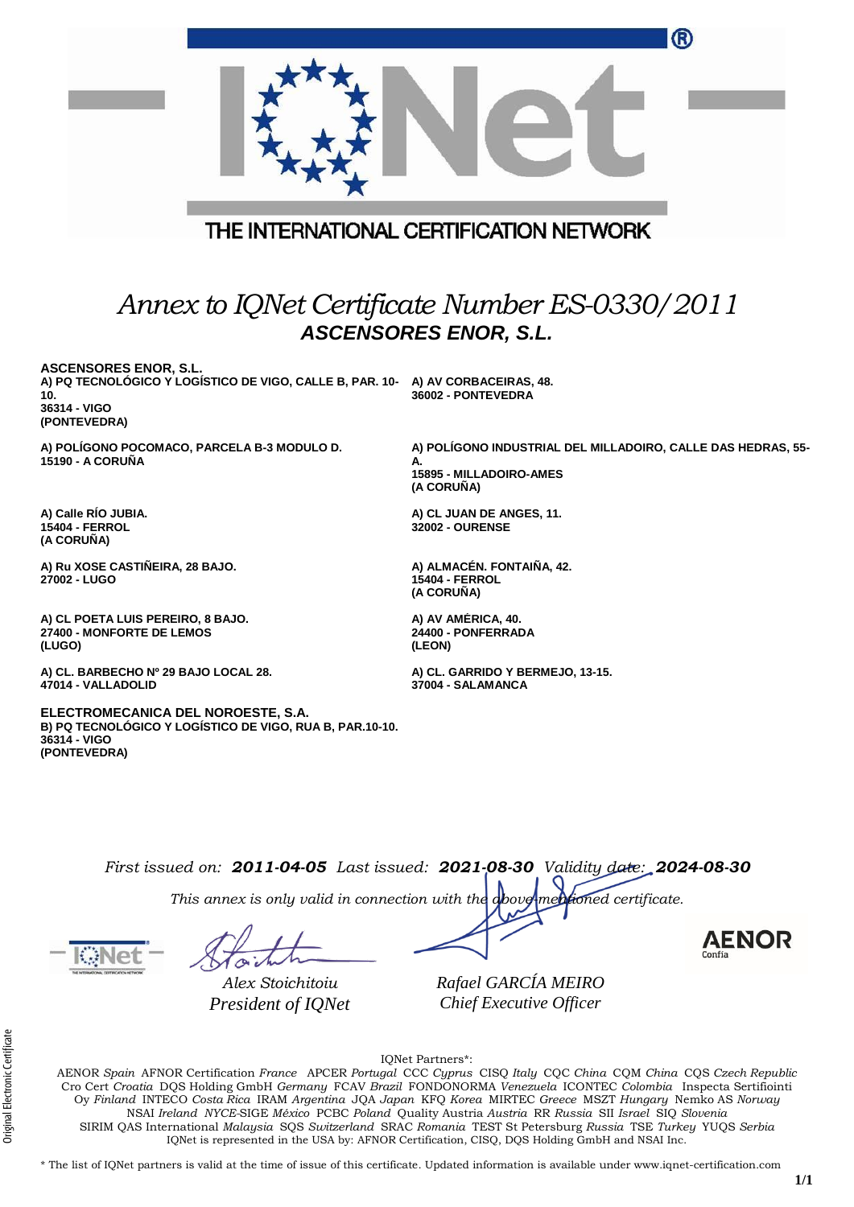THE INTERNATIONAL CERTIFICATION NETWORK

# *Annex to IQNet Certificate Number ES-0330/2011*

## *ASCENSORES ENOR, S.L.*

**ASCENSORES ENOR, S.L.**

**A) PQ TECNOLÓGICO Y LOGÍSTICO DE VIGO, CALLE B, PAR. 10-10.**
**36314 - VIGO**
**(PONTEVEDRA)**

**A) AV CORBACEIRAS, 48.**
**36002 - PONTEVEDRA**

**A) POLÍGONO POCOMACO, PARCELA B-3 MODULO D.**
**15190 - A CORUÑA**

**A) POLÍGONO INDUSTRIAL DEL MILLADOIRO, CALLE DAS HEDRAS, 55-A.**
**15895 - MILLADOIRO-AMES**
**(A CORUÑA)**

**A) Calle RÍO JUBIA.**
**15404 - FERROL**
**(A CORUÑA)**

**A) CL JUAN DE ANGES, 11.**
**32002 - OURENSE**

**A) Ru XOSE CASTIÑEIRA, 28 BAJO.**
**27002 - LUGO**

**A) ALMACÉN. FONTAIÑA, 42.**
**15404 - FERROL**
**(A CORUÑA)**

**A) CL POETA LUIS PEREIRO, 8 BAJO.**
**27400 - MONFORTE DE LEMOS**
**(LUGO)**

**A) AV AMÉRICA, 40.**
**24400 - PONFERRADA**
**(LEON)**

**A) CL. BARBECHO Nº 29 BAJO LOCAL 28.**
**47014 - VALLADOLID**

**A) CL. GARRIDO Y BERMEJO, 13-15.**
**37004 - SALAMANCA**

**ELECTROMECANICA DEL NOROESTE, S.A.**

**B) PQ TECNOLÓGICO Y LOGÍSTICO DE VIGO, RUA B, PAR.10-10.**
**36314 - VIGO**
**(PONTEVEDRA)**

*First issued on:* ***2011-04-05*** *Last issued:* ***2021-08-30*** *Validity date:* ***2024-08-30***

*This annex is only valid in connection with the above-mentioned certificate.*

*Alex Stoichitoiu*
*President of IQNet*

*Rafael GARCÍA MEIRO*
*Chief Executive Officer*

AENOR Confía

IQNet Partners*:

AENOR *Spain* AFNOR Certification *France* APCER *Portugal* CCC *Cyprus* CISQ *Italy* CQC *China* CQM *China* CQS *Czech Republic* Cro Cert *Croatia* DQS Holding GmbH *Germany* FCAV *Brazil* FONDONORMA *Venezuela* ICONTEC *Colombia* Inspecta Sertifiointi Oy *Finland* INTECO *Costa Rica* IRAM *Argentina* JQA *Japan* KFQ *Korea* MIRTEC *Greece* MSZT *Hungary* Nemko AS *Norway* NSAI *Ireland* *NYCE*-SIGE *México* PCBC *Poland* Quality Austria *Austria* RR *Russia* SII *Israel* SIQ *Slovenia* SIRIM QAS International *Malaysia* SQS *Switzerland* SRAC *Romania* TEST St Petersburg *Russia* TSE *Turkey* YUQS *Serbia*
IQNet is represented in the USA by: AFNOR Certification, CISQ, DQS Holding GmbH and NSAI Inc.

\* The list of IQNet partners is valid at the time of issue of this certificate. Updated information is available under www.iqnet-certification.com

Original Electronic Certificate